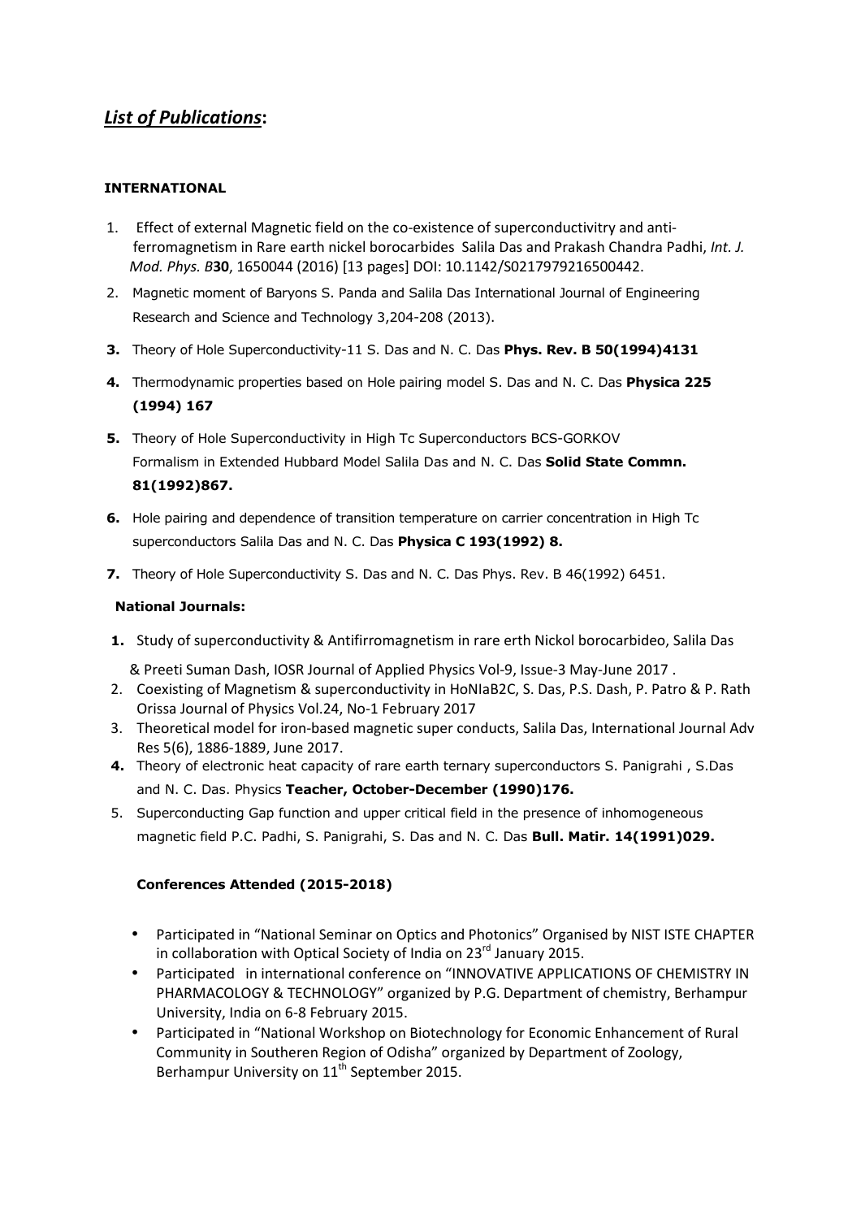## *List of Publications*:

### INTERNATIONAL

1. Effect of external Magnetic field on the co-existence of superconductivitry and anti-ferromagnetism in Rare earth nickel borocarbides Salila Das and Prakash Chandra Padhi, *Int. J. Mod. Phys. B***30**, 1650044 (2016) [13 pages] DOI: 10.1142/S0217979216500442.
2. Magnetic moment of Baryons S. Panda and Salila Das International Journal of Engineering Research and Science and Technology 3,204-208 (2013).
3. Theory of Hole Superconductivity-11 S. Das and N. C. Das **Phys. Rev. B 50(1994)4131**
4. Thermodynamic properties based on Hole pairing model S. Das and N. C. Das **Physica 225 (1994) 167**
5. Theory of Hole Superconductivity in High Tc Superconductors BCS-GORKOV Formalism in Extended Hubbard Model Salila Das and N. C. Das **Solid State Commn. 81(1992)867.**
6. Hole pairing and dependence of transition temperature on carrier concentration in High Tc superconductors Salila Das and N. C. Das **Physica C 193(1992) 8.**
7. Theory of Hole Superconductivity S. Das and N. C. Das Phys. Rev. B 46(1992) 6451.

### National Journals:

1. Study of superconductivity & Antifirromagnetism in rare erth Nickol borocarbideo, Salila Das & Preeti Suman Dash, IOSR Journal of Applied Physics Vol-9, Issue-3 May-June 2017 .
2. Coexisting of Magnetism & superconductivity in HoNIaB2C, S. Das, P.S. Dash, P. Patro & P. Rath Orissa Journal of Physics Vol.24, No-1 February 2017
3. Theoretical model for iron-based magnetic super conducts, Salila Das, International Journal Adv Res 5(6), 1886-1889, June 2017.
4. Theory of electronic heat capacity of rare earth ternary superconductors S. Panigrahi , S.Das and N. C. Das. Physics **Teacher, October-December (1990)176.**
5. Superconducting Gap function and upper critical field in the presence of inhomogeneous magnetic field P.C. Padhi, S. Panigrahi, S. Das and N. C. Das **Bull. Matir. 14(1991)029.**

### Conferences Attended (2015-2018)

- Participated in "National Seminar on Optics and Photonics" Organised by NIST ISTE CHAPTER in collaboration with Optical Society of India on 23rd January 2015.
- Participated in international conference on "INNOVATIVE APPLICATIONS OF CHEMISTRY IN PHARMACOLOGY & TECHNOLOGY" organized by P.G. Department of chemistry, Berhampur University, India on 6-8 February 2015.
- Participated in "National Workshop on Biotechnology for Economic Enhancement of Rural Community in Southeren Region of Odisha" organized by Department of Zoology, Berhampur University on 11th September 2015.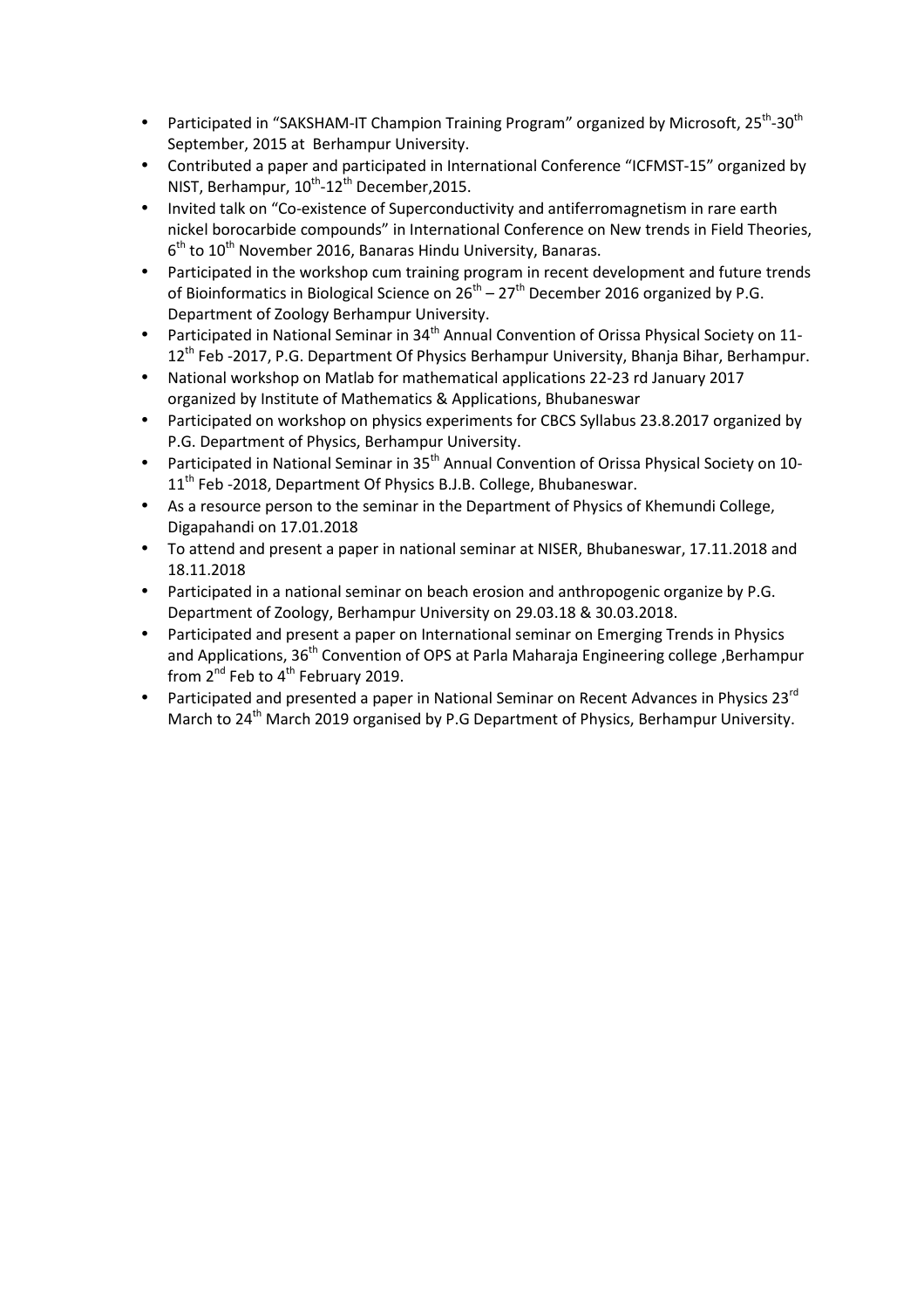- Participated in "SAKSHAM-IT Champion Training Program" organized by Microsoft, 25th-30th September, 2015 at Berhampur University.
- Contributed a paper and participated in International Conference "ICFMST-15" organized by NIST, Berhampur, 10th-12th December,2015.
- Invited talk on "Co-existence of Superconductivity and antiferromagnetism in rare earth nickel borocarbide compounds" in International Conference on New trends in Field Theories, 6th to 10th November 2016, Banaras Hindu University, Banaras.
- Participated in the workshop cum training program in recent development and future trends of Bioinformatics in Biological Science on 26th – 27th December 2016 organized by P.G. Department of Zoology Berhampur University.
- Participated in National Seminar in 34th Annual Convention of Orissa Physical Society on 11-12th Feb -2017, P.G. Department Of Physics Berhampur University, Bhanja Bihar, Berhampur.
- National workshop on Matlab for mathematical applications 22-23 rd January 2017 organized by Institute of Mathematics & Applications, Bhubaneswar
- Participated on workshop on physics experiments for CBCS Syllabus 23.8.2017 organized by P.G. Department of Physics, Berhampur University.
- Participated in National Seminar in 35th Annual Convention of Orissa Physical Society on 10-11th Feb -2018, Department Of Physics B.J.B. College, Bhubaneswar.
- As a resource person to the seminar in the Department of Physics of Khemundi College, Digapahandi on 17.01.2018
- To attend and present a paper in national seminar at NISER, Bhubaneswar, 17.11.2018 and 18.11.2018
- Participated in a national seminar on beach erosion and anthropogenic organize by P.G. Department of Zoology, Berhampur University on 29.03.18 & 30.03.2018.
- Participated and present a paper on International seminar on Emerging Trends in Physics and Applications, 36th Convention of OPS at Parla Maharaja Engineering college ,Berhampur from 2nd Feb to 4th February 2019.
- Participated and presented a paper in National Seminar on Recent Advances in Physics 23rd March to 24th March 2019 organised by P.G Department of Physics, Berhampur University.